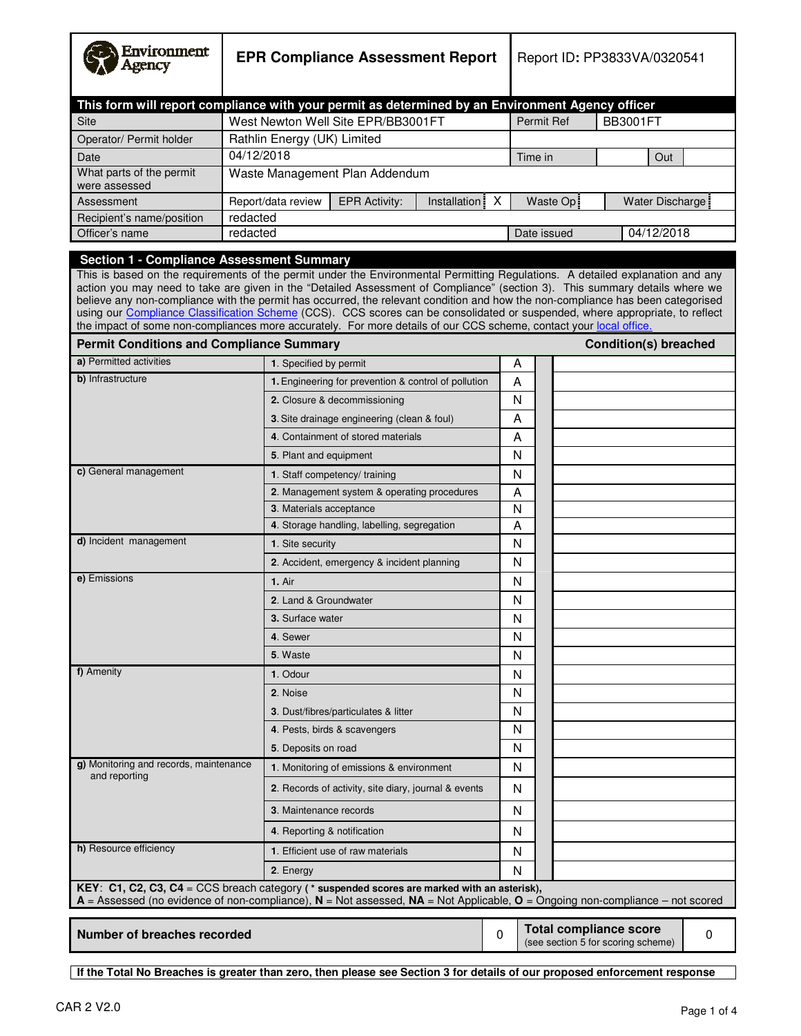| Environment Agency | **EPR Compliance Assessment Report** | Report ID: **PP3833VA/0320541** |
|---|---|---|

**This form will report compliance with your permit as determined by an Environment Agency officer**

| | | | | | |
|---|---|---|---|---|---|
| Site | West Newton Well Site EPR/BB3001FT | | Permit Ref | BB3001FT | |
| Operator/ Permit holder | Rathlin Energy (UK) Limited | | | | |
| Date | 04/12/2018 | | Time in | | Out |
| What parts of the permit were assessed | Waste Management Plan Addendum | | | | |
| Assessment | Report/data review | EPR Activity: Installation X | Waste Op | Water Discharge | |
| Recipient's name/position | redacted | | | | |
| Officer's name | redacted | | Date issued | 04/12/2018 | |

## Section 1 - Compliance Assessment Summary

This is based on the requirements of the permit under the Environmental Permitting Regulations. A detailed explanation and any action you may need to take are given in the "Detailed Assessment of Compliance" (section 3). This summary details where we believe any non-compliance with the permit has occurred, the relevant condition and how the non-compliance has been categorised using our Compliance Classification Scheme (CCS). CCS scores can be consolidated or suspended, where appropriate, to reflect the impact of some non-compliances more accurately. For more details of our CCS scheme, contact your local office.

| Permit Conditions and Compliance Summary | | | | Condition(s) breached |
|---|---|---|---|---|
| **a)** Permitted activities | **1**. Specified by permit | A | | |
| **b)** Infrastructure | **1**. Engineering for prevention & control of pollution | A | | |
| | **2**. Closure & decommissioning | N | | |
| | **3**. Site drainage engineering (clean & foul) | A | | |
| | **4**. Containment of stored materials | A | | |
| | **5**. Plant and equipment | N | | |
| **c)** General management | **1**. Staff competency/ training | N | | |
| | **2**. Management system & operating procedures | A | | |
| | **3**. Materials acceptance | N | | |
| | **4**. Storage handling, labelling, segregation | A | | |
| **d)** Incident management | **1**. Site security | N | | |
| | **2**. Accident, emergency & incident planning | N | | |
| **e)** Emissions | **1**. Air | N | | |
| | **2**. Land & Groundwater | N | | |
| | **3**. Surface water | N | | |
| | **4**. Sewer | N | | |
| | **5**. Waste | N | | |
| **f)** Amenity | **1**. Odour | N | | |
| | **2**. Noise | N | | |
| | **3**. Dust/fibres/particulates & litter | N | | |
| | **4**. Pests, birds & scavengers | N | | |
| | **5**. Deposits on road | N | | |
| **g)** Monitoring and records, maintenance and reporting | **1**. Monitoring of emissions & environment | N | | |
| | **2**. Records of activity, site diary, journal & events | N | | |
| | **3**. Maintenance records | N | | |
| | **4**. Reporting & notification | N | | |
| **h)** Resource efficiency | **1**. Efficient use of raw materials | N | | |
| | **2**. Energy | N | | |

**KEY**: **C1, C2, C3, C4** = CCS breach category ( **\* suspended scores are marked with an asterisk**),
**A** = Assessed (no evidence of non-compliance), **N** = Not assessed, **NA** = Not Applicable, **O** = Ongoing non-compliance – not scored

| | | | |
|---|---|---|---|
| **Number of breaches recorded** | 0 | **Total compliance score** (see section 5 for scoring scheme) | 0 |

**If the Total No Breaches is greater than zero, then please see Section 3 for details of our proposed enforcement response**

CAR 2 V2.0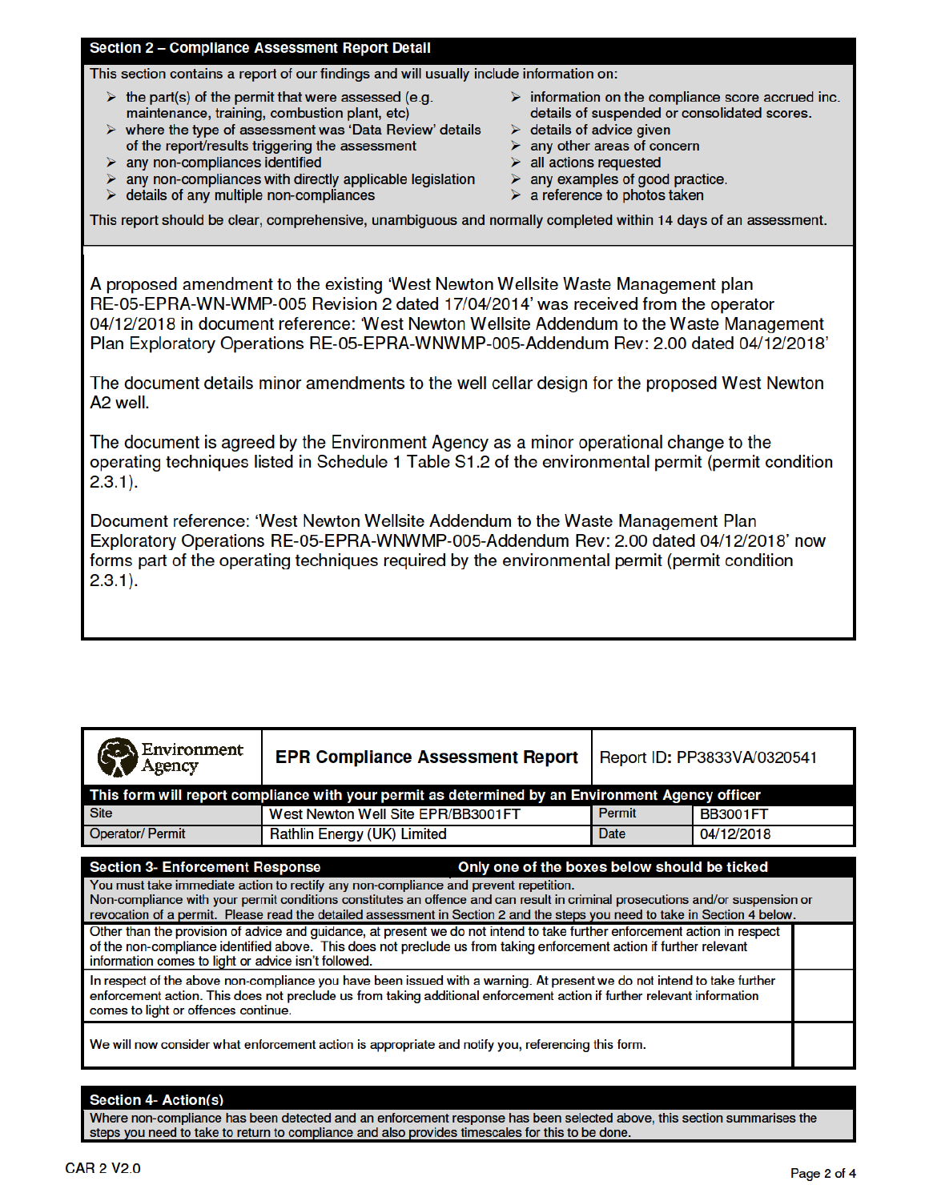## Section 2 – Compliance Assessment Report Detail

This section contains a report of our findings and will usually include information on:

- the part(s) of the permit that were assessed (e.g. maintenance, training, combustion plant, etc)
- where the type of assessment was 'Data Review' details of the report/results triggering the assessment
- any non-compliances identified
- any non-compliances with directly applicable legislation
- details of any multiple non-compliances
- information on the compliance score accrued inc. details of suspended or consolidated scores.
- details of advice given
- any other areas of concern
- all actions requested
- any examples of good practice.
- a reference to photos taken

This report should be clear, comprehensive, unambiguous and normally completed within 14 days of an assessment.

A proposed amendment to the existing 'West Newton Wellsite Waste Management plan RE-05-EPRA-WN-WMP-005 Revision 2 dated 17/04/2014' was received from the operator 04/12/2018 in document reference: 'West Newton Wellsite Addendum to the Waste Management Plan Exploratory Operations RE-05-EPRA-WNWMP-005-Addendum Rev: 2.00 dated 04/12/2018'

The document details minor amendments to the well cellar design for the proposed West Newton A2 well.

The document is agreed by the Environment Agency as a minor operational change to the operating techniques listed in Schedule 1 Table S1.2 of the environmental permit (permit condition 2.3.1).

Document reference: 'West Newton Wellsite Addendum to the Waste Management Plan Exploratory Operations RE-05-EPRA-WNWMP-005-Addendum Rev: 2.00 dated 04/12/2018' now forms part of the operating techniques required by the environmental permit (permit condition 2.3.1).

| Environment Agency | EPR Compliance Assessment Report | Report ID: PP3833VA/0320541 | |
|---|---|---|---|
| This form will report compliance with your permit as determined by an Environment Agency officer | | | |
| Site | West Newton Well Site EPR/BB3001FT | Permit | BB3001FT |
| Operator/ Permit | Rathlin Energy (UK) Limited | Date | 04/12/2018 |

## Section 3- Enforcement Response

**Only one of the boxes below should be ticked**

You must take immediate action to rectify any non-compliance and prevent repetition.
Non-compliance with your permit conditions constitutes an offence and can result in criminal prosecutions and/or suspension or revocation of a permit. Please read the detailed assessment in Section 2 and the steps you need to take in Section 4 below.

| | |
|---|---|
| Other than the provision of advice and guidance, at present we do not intend to take further enforcement action in respect of the non-compliance identified above. This does not preclude us from taking enforcement action if further relevant information comes to light or advice isn't followed. | |
| In respect of the above non-compliance you have been issued with a warning. At present we do not intend to take further enforcement action. This does not preclude us from taking additional enforcement action if further relevant information comes to light or offences continue. | |
| We will now consider what enforcement action is appropriate and notify you, referencing this form. | |

## Section 4- Action(s)

Where non-compliance has been detected and an enforcement response has been selected above, this section summarises the steps you need to take to return to compliance and also provides timescales for this to be done.

CAR 2 V2.0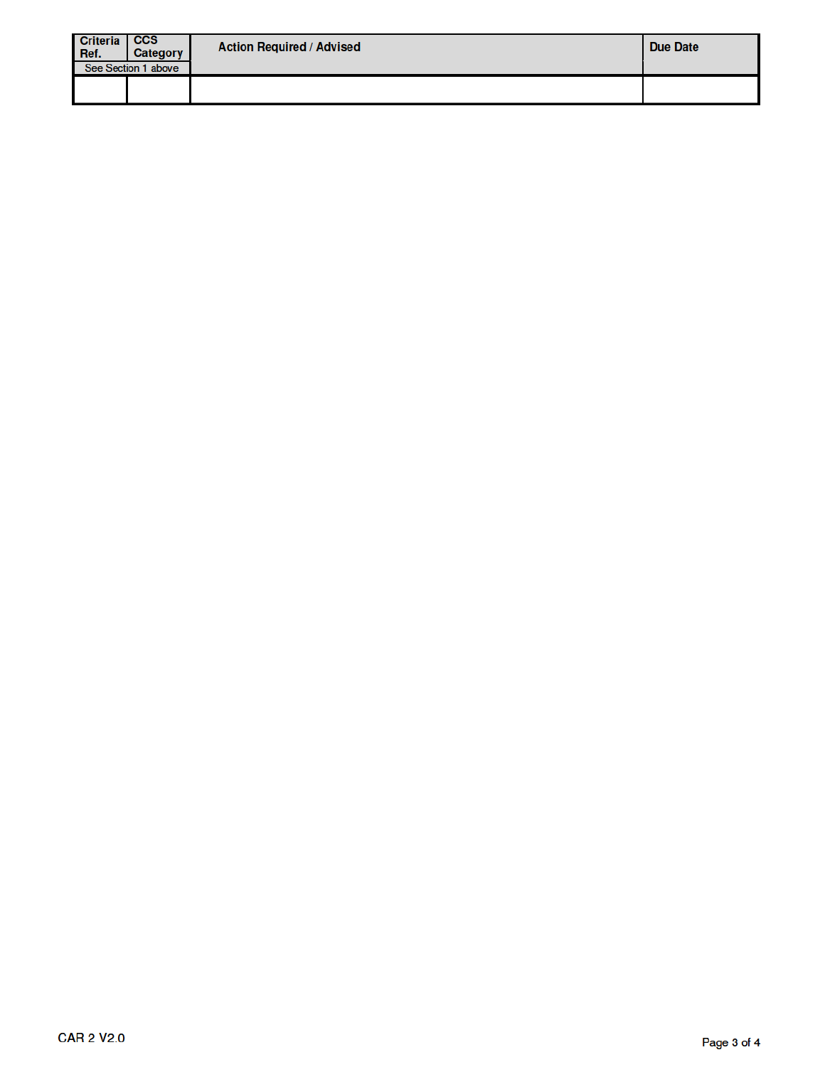| Criteria Ref. | CCS Category | Action Required / Advised | Due Date |
|---|---|---|---|
| See Section 1 above | | | |
| | | | |

CAR 2 V2.0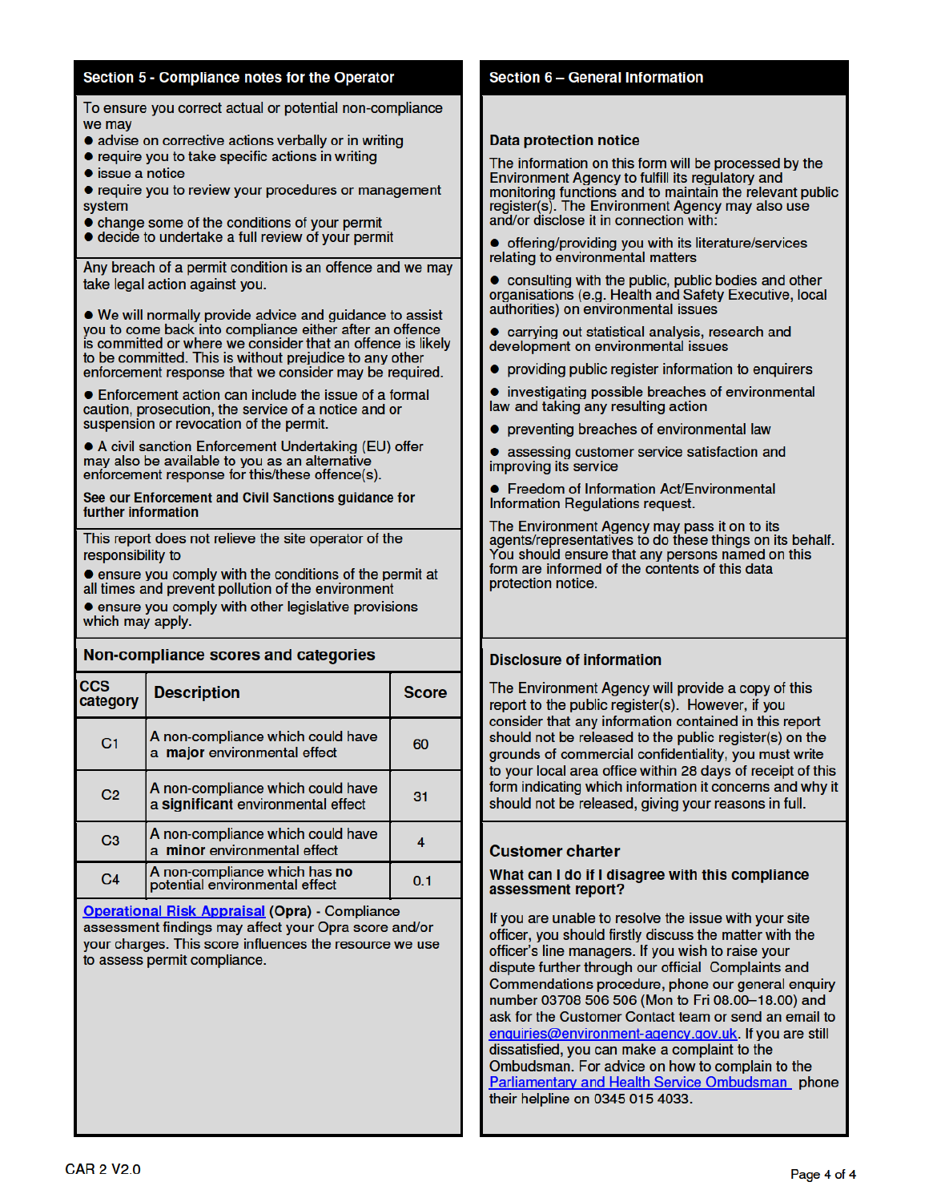## Section 5 - Compliance notes for the Operator

To ensure you correct actual or potential non-compliance we may

- advise on corrective actions verbally or in writing
- require you to take specific actions in writing
- issue a notice
- require you to review your procedures or management system
- change some of the conditions of your permit
- decide to undertake a full review of your permit

Any breach of a permit condition is an offence and we may take legal action against you.

- We will normally provide advice and guidance to assist you to come back into compliance either after an offence is committed or where we consider that an offence is likely to be committed. This is without prejudice to any other enforcement response that we consider may be required.
- Enforcement action can include the issue of a formal caution, prosecution, the service of a notice and or suspension or revocation of the permit.
- A civil sanction Enforcement Undertaking (EU) offer may also be available to you as an alternative enforcement response for this/these offence(s).

**See our Enforcement and Civil Sanctions guidance for further information**

This report does not relieve the site operator of the responsibility to

- ensure you comply with the conditions of the permit at all times and prevent pollution of the environment
- ensure you comply with other legislative provisions which may apply.

### Non-compliance scores and categories

| CCS category | Description | Score |
|---|---|---|
| C1 | A non-compliance which could have a **major** environmental effect | 60 |
| C2 | A non-compliance which could have a **significant** environmental effect | 31 |
| C3 | A non-compliance which could have a **minor** environmental effect | 4 |
| C4 | A non-compliance which has **no** potential environmental effect | 0.1 |

Operational Risk Appraisal **(Opra)** - Compliance assessment findings may affect your Opra score and/or your charges. This score influences the resource we use to assess permit compliance.

## Section 6 – General Information

### Data protection notice

The information on this form will be processed by the Environment Agency to fulfill its regulatory and monitoring functions and to maintain the relevant public register(s). The Environment Agency may also use and/or disclose it in connection with:

- offering/providing you with its literature/services relating to environmental matters
- consulting with the public, public bodies and other organisations (e.g. Health and Safety Executive, local authorities) on environmental issues
- carrying out statistical analysis, research and development on environmental issues
- providing public register information to enquirers
- investigating possible breaches of environmental law and taking any resulting action
- preventing breaches of environmental law
- assessing customer service satisfaction and improving its service
- Freedom of Information Act/Environmental Information Regulations request.

The Environment Agency may pass it on to its agents/representatives to do these things on its behalf. You should ensure that any persons named on this form are informed of the contents of this data protection notice.

### Disclosure of information

The Environment Agency will provide a copy of this report to the public register(s). However, if you consider that any information contained in this report should not be released to the public register(s) on the grounds of commercial confidentiality, you must write to your local area office within 28 days of receipt of this form indicating which information it concerns and why it should not be released, giving your reasons in full.

### Customer charter

**What can I do if I disagree with this compliance assessment report?**

If you are unable to resolve the issue with your site officer, you should firstly discuss the matter with the officer's line managers. If you wish to raise your dispute further through our official Complaints and Commendations procedure, phone our general enquiry number 03708 506 506 (Mon to Fri 08.00–18.00) and ask for the Customer Contact team or send an email to enquiries@environment-agency.gov.uk. If you are still dissatisfied, you can make a complaint to the Ombudsman. For advice on how to complain to the Ombudsman. For advice on how to complain to the Parliamentary and Health Service Ombudsman phone their helpline on 0345 015 4033.

CAR 2 V2.0